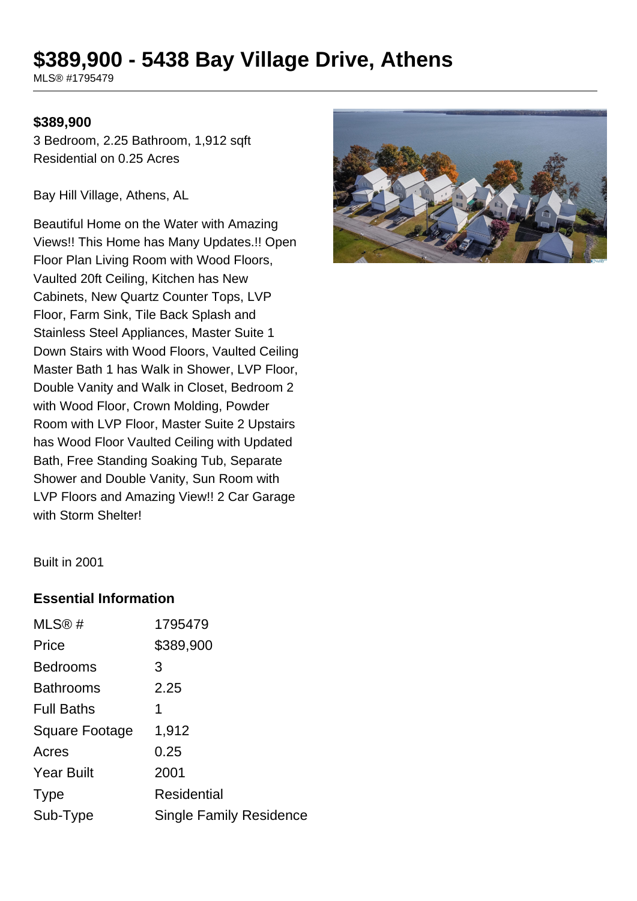# $389,900 - 5438 Bay Village Drive, Athens

MLS® #1795479

**$389,900**

3 Bedroom, 2.25 Bathroom, 1,912 sqft
Residential on 0.25 Acres

Bay Hill Village, Athens, AL

Beautiful Home on the Water with Amazing Views!! This Home has Many Updates.!! Open Floor Plan Living Room with Wood Floors, Vaulted 20ft Ceiling, Kitchen has New Cabinets, New Quartz Counter Tops, LVP Floor, Farm Sink, Tile Back Splash and Stainless Steel Appliances, Master Suite 1 Down Stairs with Wood Floors, Vaulted Ceiling Master Bath 1 has Walk in Shower, LVP Floor, Double Vanity and Walk in Closet, Bedroom 2 with Wood Floor, Crown Molding, Powder Room with LVP Floor, Master Suite 2 Upstairs has Wood Floor Vaulted Ceiling with Updated Bath, Free Standing Soaking Tub, Separate Shower and Double Vanity, Sun Room with LVP Floors and Amazing View!! 2 Car Garage with Storm Shelter!

Built in 2001

## Essential Information

| | |
|---|---|
| MLS® # | 1795479 |
| Price | $389,900 |
| Bedrooms | 3 |
| Bathrooms | 2.25 |
| Full Baths | 1 |
| Square Footage | 1,912 |
| Acres | 0.25 |
| Year Built | 2001 |
| Type | Residential |
| Sub-Type | Single Family Residence |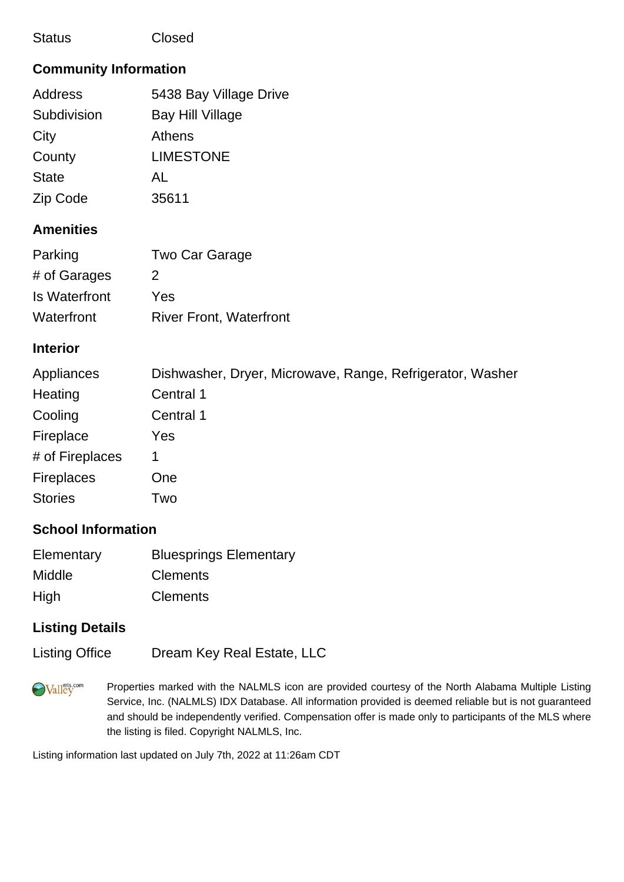| | |
|---|---|
| Status | Closed |

### Community Information

| | |
|---|---|
| Address | 5438 Bay Village Drive |
| Subdivision | Bay Hill Village |
| City | Athens |
| County | LIMESTONE |
| State | AL |
| Zip Code | 35611 |

### Amenities

| | |
|---|---|
| Parking | Two Car Garage |
| # of Garages | 2 |
| Is Waterfront | Yes |
| Waterfront | River Front, Waterfront |

### Interior

| | |
|---|---|
| Appliances | Dishwasher, Dryer, Microwave, Range, Refrigerator, Washer |
| Heating | Central 1 |
| Cooling | Central 1 |
| Fireplace | Yes |
| # of Fireplaces | 1 |
| Fireplaces | One |
| Stories | Two |

### School Information

| | |
|---|---|
| Elementary | Bluesprings Elementary |
| Middle | Clements |
| High | Clements |

### Listing Details

| | |
|---|---|
| Listing Office | Dream Key Real Estate, LLC |

Properties marked with the NALMLS icon are provided courtesy of the North Alabama Multiple Listing Service, Inc. (NALMLS) IDX Database. All information provided is deemed reliable but is not guaranteed and should be independently verified. Compensation offer is made only to participants of the MLS where the listing is filed. Copyright NALMLS, Inc.

Listing information last updated on July 7th, 2022 at 11:26am CDT